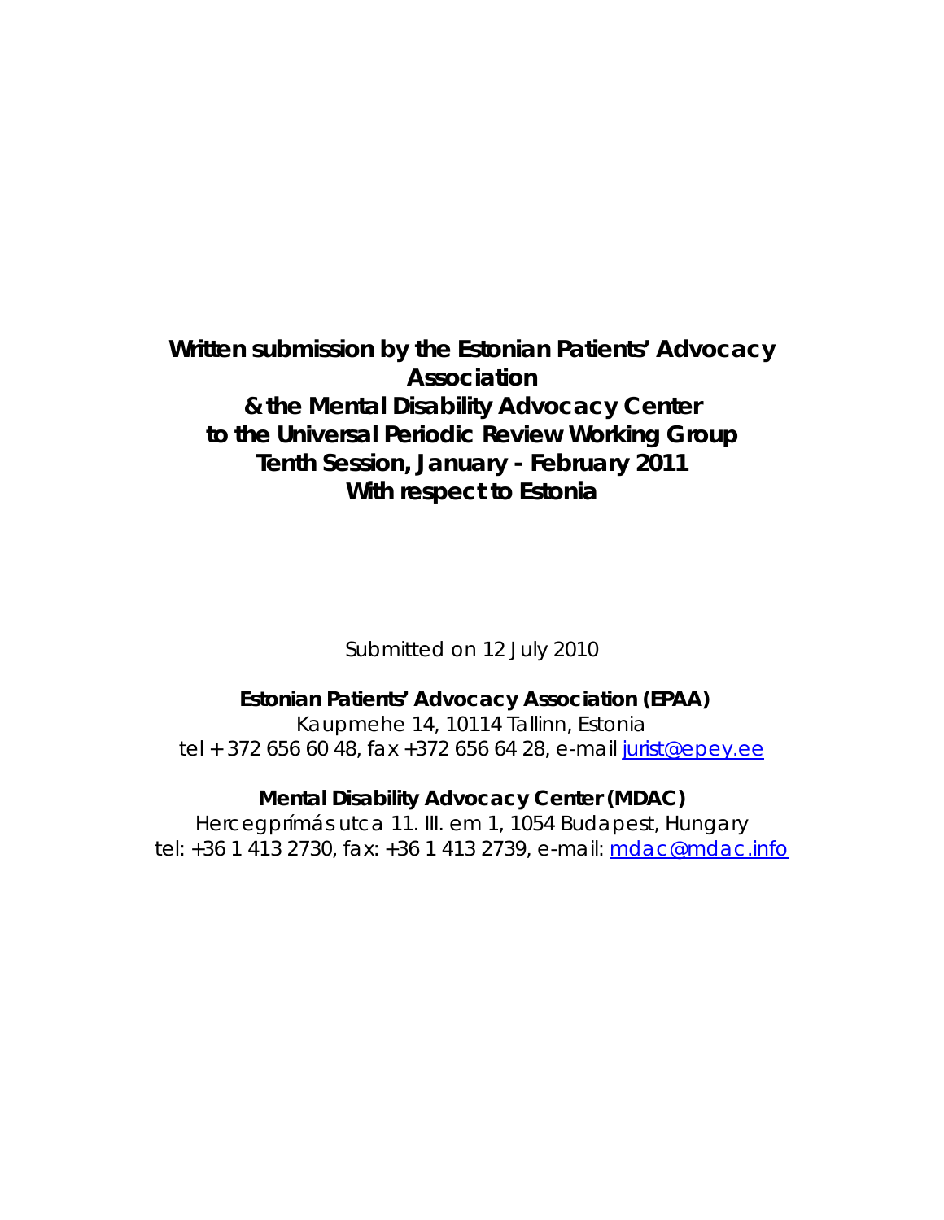# Written submission by the Estonian Patients' Advocacy Association & the Mental Disability Advocacy Center to the Universal Periodic Review Working Group Tenth Session, January - February 2011 With respect to Estonia

Submitted on 12 July 2010

**Estonian Patients' Advocacy Association (EPAA)**
Kaupmehe 14, 10114 Tallinn, Estonia
tel + 372 656 60 48, fax +372 656 64 28, e-mail jurist@epey.ee

**Mental Disability Advocacy Center (MDAC)**
Hercegprímás utca 11. III. em 1, 1054 Budapest, Hungary
tel: +36 1 413 2730, fax: +36 1 413 2739, e-mail: mdac@mdac.info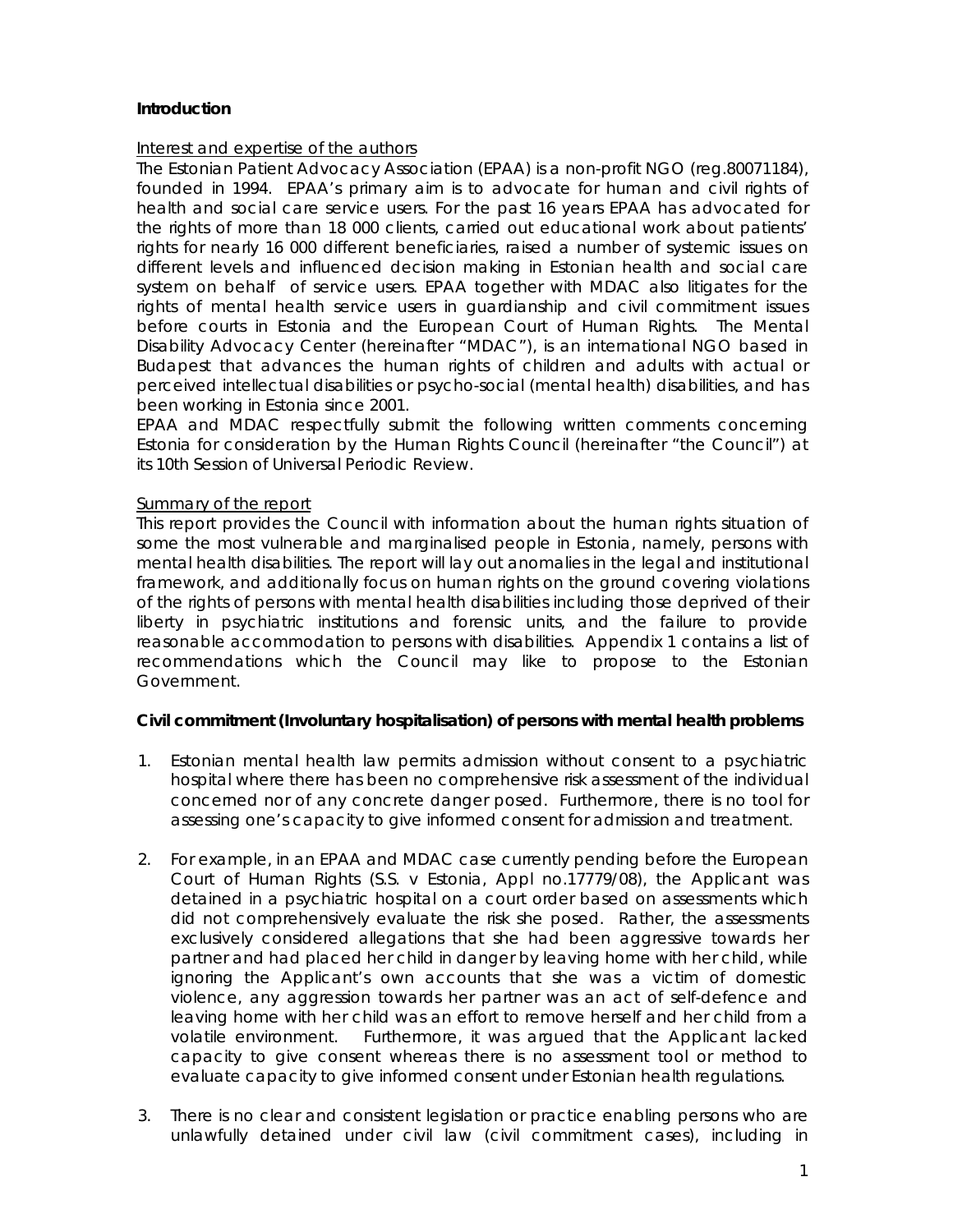**Introduction**

<u>Interest and expertise of the authors</u>

The Estonian Patient Advocacy Association (EPAA) is a non-profit NGO (reg.80071184), founded in 1994. EPAA's primary aim is to advocate for human and civil rights of health and social care service users. For the past 16 years EPAA has advocated for the rights of more than 18 000 clients, carried out educational work about patients' rights for nearly 16 000 different beneficiaries, raised a number of systemic issues on different levels and influenced decision making in Estonian health and social care system on behalf of service users. EPAA together with MDAC also litigates for the rights of mental health service users in guardianship and civil commitment issues before courts in Estonia and the European Court of Human Rights. The Mental Disability Advocacy Center (hereinafter "MDAC"), is an international NGO based in Budapest that advances the human rights of children and adults with actual or perceived intellectual disabilities or psycho-social (mental health) disabilities, and has been working in Estonia since 2001.

EPAA and MDAC respectfully submit the following written comments concerning Estonia for consideration by the Human Rights Council (hereinafter "the Council") at its 10th Session of Universal Periodic Review.

<u>Summary of the report</u>

This report provides the Council with information about the human rights situation of some the most vulnerable and marginalised people in Estonia, namely, persons with mental health disabilities. The report will lay out anomalies in the legal and institutional framework, and additionally focus on human rights on the ground covering violations of the rights of persons with mental health disabilities including those deprived of their liberty in psychiatric institutions and forensic units, and the failure to provide reasonable accommodation to persons with disabilities. Appendix 1 contains a list of recommendations which the Council may like to propose to the Estonian Government.

**Civil commitment (Involuntary hospitalisation) of persons with mental health problems**

1. Estonian mental health law permits admission without consent to a psychiatric hospital where there has been no comprehensive risk assessment of the individual concerned nor of any concrete danger posed. Furthermore, there is no tool for assessing one's capacity to give informed consent for admission and treatment.

2. For example, in an EPAA and MDAC case currently pending before the European Court of Human Rights (S.S. v Estonia, Appl no.17779/08), the Applicant was detained in a psychiatric hospital on a court order based on assessments which did not comprehensively evaluate the risk she posed. Rather, the assessments exclusively considered allegations that she had been aggressive towards her partner and had placed her child in danger by leaving home with her child, while ignoring the Applicant's own accounts that she was a victim of domestic violence, any aggression towards her partner was an act of self-defence and leaving home with her child was an effort to remove herself and her child from a volatile environment. Furthermore, it was argued that the Applicant lacked capacity to give consent whereas there is no assessment tool or method to evaluate capacity to give informed consent under Estonian health regulations.

3. There is no clear and consistent legislation or practice enabling persons who are unlawfully detained under civil law (civil commitment cases), including in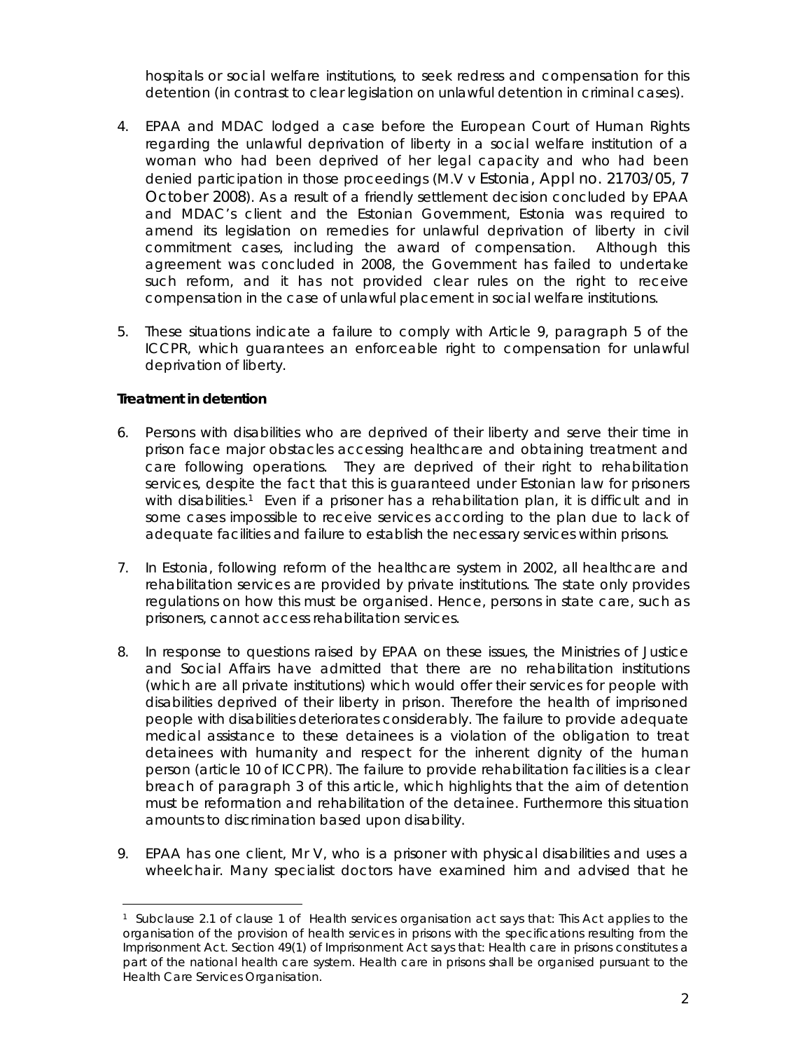hospitals or social welfare institutions, to seek redress and compensation for this detention (in contrast to clear legislation on unlawful detention in criminal cases).

4. EPAA and MDAC lodged a case before the European Court of Human Rights regarding the unlawful deprivation of liberty in a social welfare institution of a woman who had been deprived of her legal capacity and who had been denied participation in those proceedings (*M.V v Estonia*, Appl no. 21703/05, 7 October 2008). As a result of a friendly settlement decision concluded by EPAA and MDAC's client and the Estonian Government, Estonia was required to amend its legislation on remedies for unlawful deprivation of liberty in civil commitment cases, including the award of compensation. Although this agreement was concluded in 2008, the Government has failed to undertake such reform, and it has not provided clear rules on the right to receive compensation in the case of unlawful placement in social welfare institutions.

5. These situations indicate a failure to comply with Article 9, paragraph 5 of the ICCPR, which guarantees an enforceable right to compensation for unlawful deprivation of liberty.

**Treatment in detention**

6. Persons with disabilities who are deprived of their liberty and serve their time in prison face major obstacles accessing healthcare and obtaining treatment and care following operations. They are deprived of their right to rehabilitation services, despite the fact that this is guaranteed under Estonian law for prisoners with disabilities.[1] Even if a prisoner has a rehabilitation plan, it is difficult and in some cases impossible to receive services according to the plan due to lack of adequate facilities and failure to establish the necessary services within prisons.

7. In Estonia, following reform of the healthcare system in 2002, all healthcare and rehabilitation services are provided by private institutions. The state only provides regulations on how this must be organised. Hence, persons in state care, such as prisoners, cannot access rehabilitation services.

8. In response to questions raised by EPAA on these issues, the Ministries of Justice and Social Affairs have admitted that there are no rehabilitation institutions (which are all private institutions) which would offer their services for people with disabilities deprived of their liberty in prison. Therefore the health of imprisoned people with disabilities deteriorates considerably. The failure to provide adequate medical assistance to these detainees is a violation of the obligation to treat detainees with humanity and respect for the inherent dignity of the human person (article 10 of ICCPR). The failure to provide rehabilitation facilities is a clear breach of paragraph 3 of this article, which highlights that the aim of detention must be reformation and rehabilitation of the detainee. Furthermore this situation amounts to discrimination based upon disability.

9. EPAA has one client, Mr V, who is a prisoner with physical disabilities and uses a wheelchair. Many specialist doctors have examined him and advised that he

---

[1] Subclause 2.1 of clause 1 of Health services organisation act says that: *This Act applies to the organisation of the provision of health services in prisons with the specifications resulting from the Imprisonment Act.* Section 49(1) of Imprisonment Act says that: *Health care in prisons constitutes a part of the national health care system. Health care in prisons shall be organised pursuant to the Health Care Services Organisation.*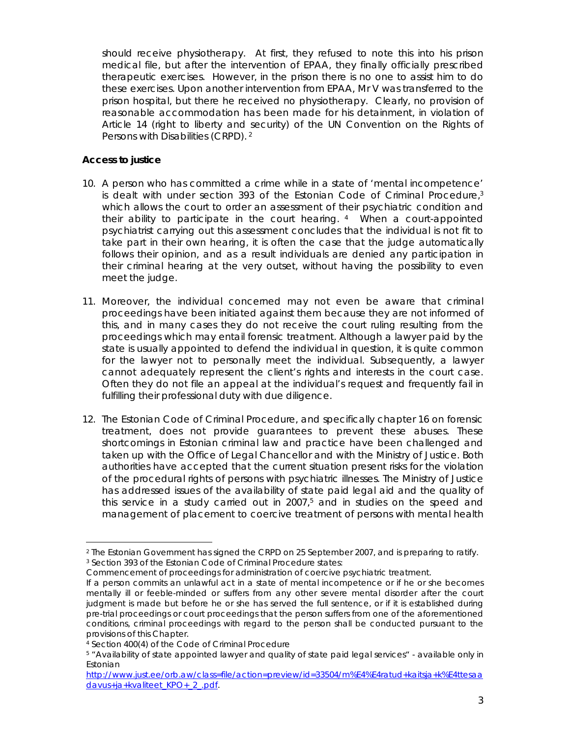should receive physiotherapy. At first, they refused to note this into his prison medical file, but after the intervention of EPAA, they finally officially prescribed therapeutic exercises. However, in the prison there is no one to assist him to do these exercises. Upon another intervention from EPAA, Mr V was transferred to the prison hospital, but there he received no physiotherapy. Clearly, no provision of reasonable accommodation has been made for his detainment, in violation of Article 14 (right to liberty and security) of the UN Convention on the Rights of Persons with Disabilities (CRPD).[2]

**Access to justice**

10. A person who has committed a crime while in a state of 'mental incompetence' is dealt with under section 393 of the Estonian Code of Criminal Procedure,[3] which allows the court to order an assessment of their psychiatric condition and their ability to participate in the court hearing.[4] When a court-appointed psychiatrist carrying out this assessment concludes that the individual is not fit to take part in their own hearing, it is often the case that the judge automatically follows their opinion, and as a result individuals are denied any participation in their criminal hearing at the very outset, without having the possibility to even meet the judge.

11. Moreover, the individual concerned may not even be aware that criminal proceedings have been initiated against them because they are not informed of this, and in many cases they do not receive the court ruling resulting from the proceedings which may entail forensic treatment. Although a lawyer paid by the state is usually appointed to defend the individual in question, it is quite common for the lawyer not to personally meet the individual. Subsequently, a lawyer cannot adequately represent the client's rights and interests in the court case. Often they do not file an appeal at the individual's request and frequently fail in fulfilling their professional duty with due diligence.

12. The Estonian Code of Criminal Procedure, and specifically chapter 16 on forensic treatment, does not provide guarantees to prevent these abuses. These shortcomings in Estonian criminal law and practice have been challenged and taken up with the Office of Legal Chancellor and with the Ministry of Justice. Both authorities have accepted that the current situation present risks for the violation of the procedural rights of persons with psychiatric illnesses. The Ministry of Justice has addressed issues of the availability of state paid legal aid and the quality of this service in a study carried out in 2007,[5] and in studies on the speed and management of placement to coercive treatment of persons with mental health

---

[2] The Estonian Government has signed the CRPD on 25 September 2007, and is preparing to ratify.

[3] Section 393 of the Estonian Code of Criminal Procedure states:
*Commencement of proceedings for administration of coercive psychiatric treatment.*
*If a person commits an unlawful act in a state of mental incompetence or if he or she becomes mentally ill or feeble-minded or suffers from any other severe mental disorder after the court judgment is made but before he or she has served the full sentence, or if it is established during pre-trial proceedings or court proceedings that the person suffers from one of the aforementioned conditions, criminal proceedings with regard to the person shall be conducted pursuant to the provisions of this Chapter.*

[4] Section 400(4) of the Code of Criminal Procedure

[5] "Availability of state appointed lawyer and quality of state paid legal services" - available only in Estonian http://www.just.ee/orb.aw/class=file/action=preview/id=33504/m%E4%E4ratud+kaitsja+k%E4ttesaadavus+ja+kvaliteet_KPO+_2_.pdf.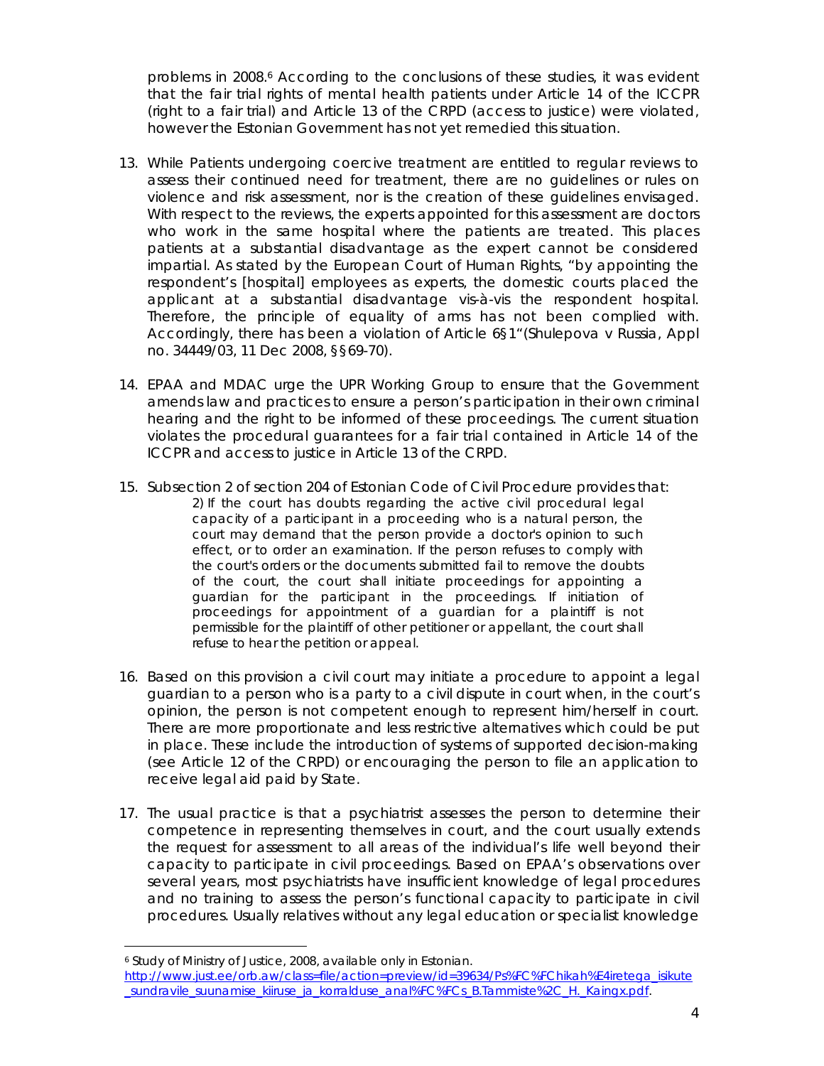problems in 2008.[6] According to the conclusions of these studies, it was evident that the fair trial rights of mental health patients under Article 14 of the ICCPR (right to a fair trial) and Article 13 of the CRPD (access to justice) were violated, however the Estonian Government has not yet remedied this situation.

13. While Patients undergoing coercive treatment are entitled to regular reviews to assess their continued need for treatment, there are no guidelines or rules on violence and risk assessment, nor is the creation of these guidelines envisaged. With respect to the reviews, the experts appointed for this assessment are doctors who work in the same hospital where the patients are treated. This places patients at a substantial disadvantage as the expert cannot be considered impartial. As stated by the European Court of Human Rights, "by appointing the respondent's [hospital] employees as experts, the domestic courts placed the applicant at a substantial disadvantage vis-à-vis the respondent hospital. Therefore, the principle of equality of arms has not been complied with. Accordingly, there has been a violation of Article 6§1"(Shulepova v Russia, Appl no. 34449/03, 11 Dec 2008, §§69-70).

14. EPAA and MDAC urge the UPR Working Group to ensure that the Government amends law and practices to ensure a person's participation in their own criminal hearing and the right to be informed of these proceedings. The current situation violates the procedural guarantees for a fair trial contained in Article 14 of the ICCPR and access to justice in Article 13 of the CRPD.

15. Subsection 2 of section 204 of Estonian Code of Civil Procedure provides that:

    > 2) If the court has doubts regarding the active civil procedural legal capacity of a participant in a proceeding who is a natural person, the court may demand that the person provide a doctor's opinion to such effect, or to order an examination. If the person refuses to comply with the court's orders or the documents submitted fail to remove the doubts of the court, the court shall initiate proceedings for appointing a guardian for the participant in the proceedings. If initiation of proceedings for appointment of a guardian for a plaintiff is not permissible for the plaintiff of other petitioner or appellant, the court shall refuse to hear the petition or appeal.

16. Based on this provision a civil court may initiate a procedure to appoint a legal guardian to a person who is a party to a civil dispute in court when, in the court's opinion, the person is not competent enough to represent him/herself in court. There are more proportionate and less restrictive alternatives which could be put in place. These include the introduction of systems of supported decision-making (see Article 12 of the CRPD) or encouraging the person to file an application to receive legal aid paid by State.

17. The usual practice is that a psychiatrist assesses the person to determine their competence in representing themselves in court, and the court usually extends the request for assessment to all areas of the individual's life well beyond their capacity to participate in civil proceedings. Based on EPAA's observations over several years, most psychiatrists have insufficient knowledge of legal procedures and no training to assess the person's functional capacity to participate in civil procedures. Usually relatives without any legal education or specialist knowledge

---

[6] Study of Ministry of Justice, 2008, available only in Estonian. http://www.just.ee/orb.aw/class=file/action=preview/id=39634/Ps%FC%FChikah%E4iretega_isikute_sundravile_suunamise_kiiruse_ja_korralduse_anal%FC%FCs_B.Tammiste%2C_H._Kaingx.pdf.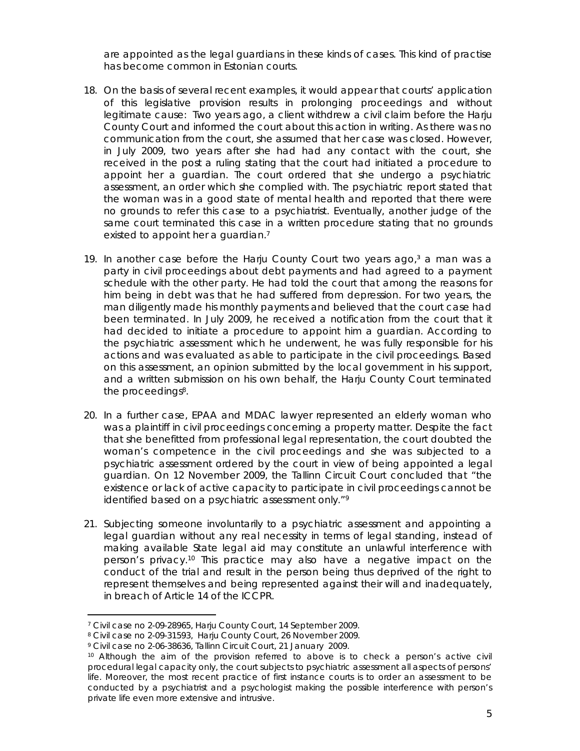are appointed as the legal guardians in these kinds of cases. This kind of practise has become common in Estonian courts.

18. On the basis of several recent examples, it would appear that courts' application of this legislative provision results in prolonging proceedings and without legitimate cause: Two years ago, a client withdrew a civil claim before the Harju County Court and informed the court about this action in writing. As there was no communication from the court, she assumed that her case was closed. However, in July 2009, two years after she had had any contact with the court, she received in the post a ruling stating that the court had initiated a procedure to appoint her a guardian. The court ordered that she undergo a psychiatric assessment, an order which she complied with. The psychiatric report stated that the woman was in a good state of mental health and reported that there were no grounds to refer this case to a psychiatrist. Eventually, another judge of the same court terminated this case in a written procedure stating that no grounds existed to appoint her a guardian.[7]

19. In another case before the Harju County Court two years ago,[3] a man was a party in civil proceedings about debt payments and had agreed to a payment schedule with the other party. He had told the court that among the reasons for him being in debt was that he had suffered from depression. For two years, the man diligently made his monthly payments and believed that the court case had been terminated. In July 2009, he received a notification from the court that it had decided to initiate a procedure to appoint him a guardian. According to the psychiatric assessment which he underwent, he was fully responsible for his actions and was evaluated as able to participate in the civil proceedings. Based on this assessment, an opinion submitted by the local government in his support, and a written submission on his own behalf, the Harju County Court terminated the proceedings[8].

20. In a further case, EPAA and MDAC lawyer represented an elderly woman who was a plaintiff in civil proceedings concerning a property matter. Despite the fact that she benefitted from professional legal representation, the court doubted the woman's competence in the civil proceedings and she was subjected to a psychiatric assessment ordered by the court in view of being appointed a legal guardian. On 12 November 2009, the Tallinn Circuit Court concluded that "the existence or lack of active capacity to participate in civil proceedings cannot be identified based on a psychiatric assessment only."[9]

21. Subjecting someone involuntarily to a psychiatric assessment and appointing a legal guardian without any real necessity in terms of legal standing, instead of making available State legal aid may constitute an unlawful interference with person's privacy.[10] This practice may also have a negative impact on the conduct of the trial and result in the person being thus deprived of the right to represent themselves and being represented against their will and inadequately, in breach of Article 14 of the ICCPR.

---

[7] Civil case no 2-09-28965, Harju County Court, 14 September 2009.

[8] Civil case no 2-09-31593, Harju County Court, 26 November 2009.

[9] Civil case no 2-06-38636, Tallinn Circuit Court, 21 January 2009.

[10] Although the aim of the provision referred to above is to check a person's active civil procedural legal capacity only, the court subjects to psychiatric assessment all aspects of persons' life. Moreover, the most recent practice of first instance courts is to order an assessment to be conducted by a psychiatrist and a psychologist making the possible interference with person's private life even more extensive and intrusive.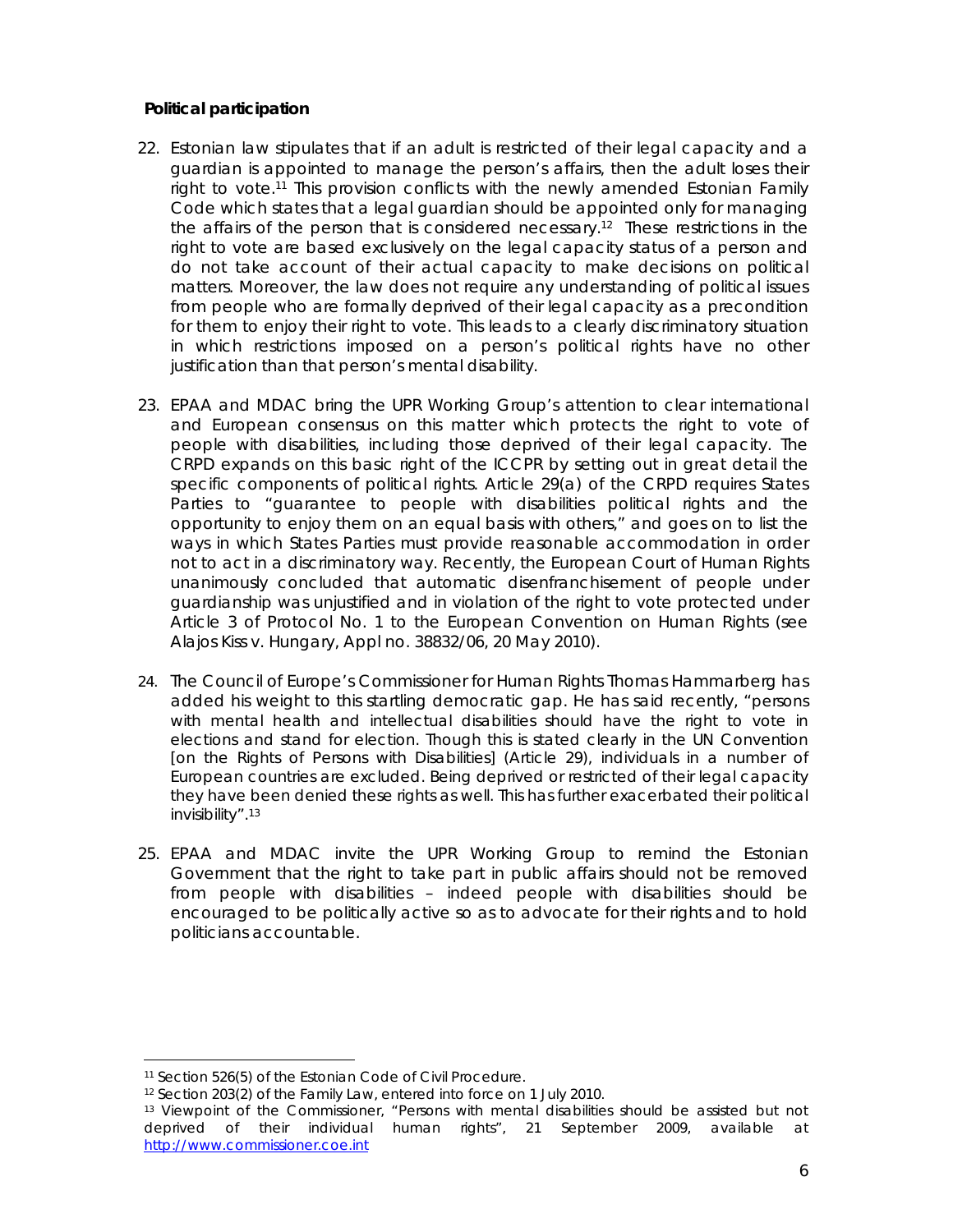**Political participation**

22. Estonian law stipulates that if an adult is restricted of their legal capacity and a guardian is appointed to manage the person's affairs, then the adult loses their right to vote.[11] This provision conflicts with the newly amended Estonian Family Code which states that a legal guardian should be appointed only for managing the affairs of the person that is considered necessary.[12] These restrictions in the right to vote are based exclusively on the legal capacity status of a person and do not take account of their actual capacity to make decisions on political matters. Moreover, the law does not require any understanding of political issues from people who are formally deprived of their legal capacity as a precondition for them to enjoy their right to vote. This leads to a clearly discriminatory situation in which restrictions imposed on a person's political rights have no other justification than that person's mental disability.

23. EPAA and MDAC bring the UPR Working Group's attention to clear international and European consensus on this matter which protects the right to vote of people with disabilities, including those deprived of their legal capacity. The CRPD expands on this basic right of the ICCPR by setting out in great detail the specific components of political rights. Article 29(a) of the CRPD requires States Parties to "guarantee to people with disabilities political rights and the opportunity to enjoy them on an equal basis with others," and goes on to list the ways in which States Parties must provide reasonable accommodation in order not to act in a discriminatory way. Recently, the European Court of Human Rights unanimously concluded that automatic disenfranchisement of people under guardianship was unjustified and in violation of the right to vote protected under Article 3 of Protocol No. 1 to the European Convention on Human Rights (see *Alajos Kiss v. Hungary*, Appl no. 38832/06, 20 May 2010).

24. The Council of Europe's Commissioner for Human Rights Thomas Hammarberg has added his weight to this startling democratic gap. He has said recently, "persons with mental health and intellectual disabilities should have the right to vote in elections and stand for election. Though this is stated clearly in the UN Convention [on the Rights of Persons with Disabilities] (Article 29), individuals in a number of European countries are excluded. Being deprived or restricted of their legal capacity they have been denied these rights as well. This has further exacerbated their political invisibility".[13]

25. EPAA and MDAC invite the UPR Working Group to remind the Estonian Government that the right to take part in public affairs should not be removed from people with disabilities – indeed people with disabilities should be encouraged to be politically active so as to advocate for their rights and to hold politicians accountable.

---

[11] Section 526(5) of the Estonian Code of Civil Procedure.

[12] Section 203(2) of the Family Law, entered into force on 1 July 2010.

[13] Viewpoint of the Commissioner, "Persons with mental disabilities should be assisted but not deprived of their individual human rights", 21 September 2009, available at http://www.commissioner.coe.int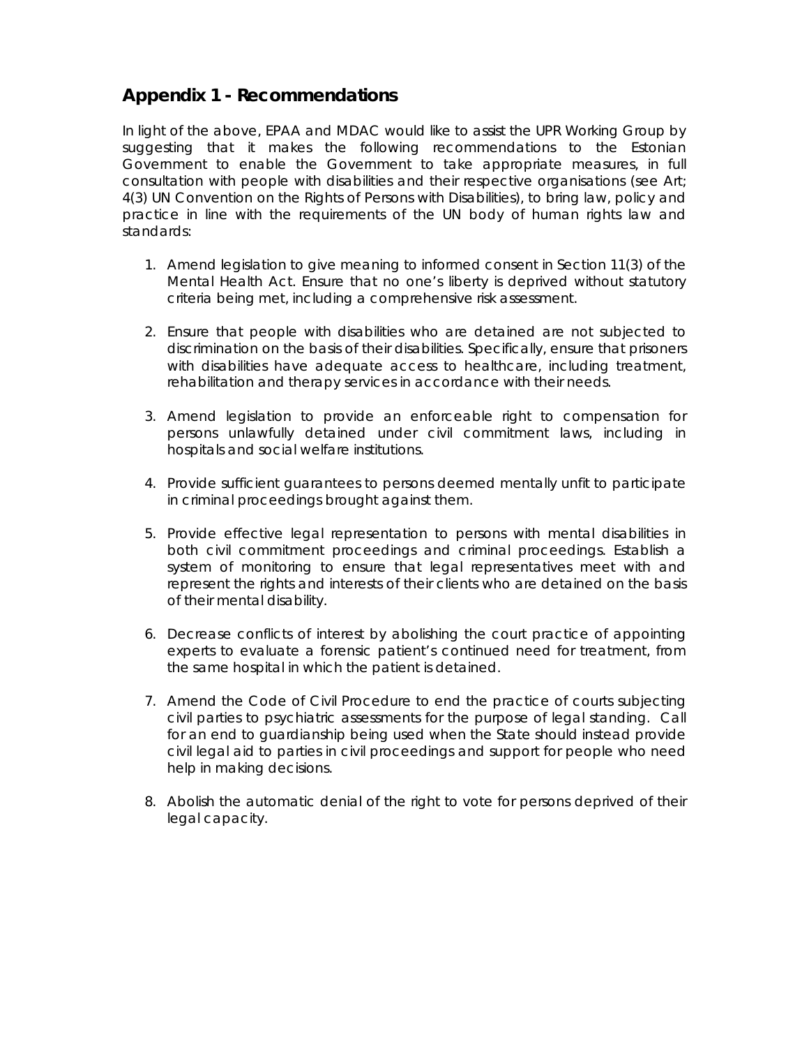## Appendix 1 - Recommendations

In light of the above, EPAA and MDAC would like to assist the UPR Working Group by suggesting that it makes the following recommendations to the Estonian Government to enable the Government to take appropriate measures, in full consultation with people with disabilities and their respective organisations (see Art; 4(3) UN Convention on the Rights of Persons with Disabilities), to bring law, policy and practice in line with the requirements of the UN body of human rights law and standards:

1. Amend legislation to give meaning to informed consent in Section 11(3) of the Mental Health Act. Ensure that no one's liberty is deprived without statutory criteria being met, including a comprehensive risk assessment.

2. Ensure that people with disabilities who are detained are not subjected to discrimination on the basis of their disabilities. Specifically, ensure that prisoners with disabilities have adequate access to healthcare, including treatment, rehabilitation and therapy services in accordance with their needs.

3. Amend legislation to provide an enforceable right to compensation for persons unlawfully detained under civil commitment laws, including in hospitals and social welfare institutions.

4. Provide sufficient guarantees to persons deemed mentally unfit to participate in criminal proceedings brought against them.

5. Provide effective legal representation to persons with mental disabilities in both civil commitment proceedings and criminal proceedings. Establish a system of monitoring to ensure that legal representatives meet with and represent the rights and interests of their clients who are detained on the basis of their mental disability.

6. Decrease conflicts of interest by abolishing the court practice of appointing experts to evaluate a forensic patient's continued need for treatment, from the same hospital in which the patient is detained.

7. Amend the Code of Civil Procedure to end the practice of courts subjecting civil parties to psychiatric assessments for the purpose of legal standing. Call for an end to guardianship being used when the State should instead provide civil legal aid to parties in civil proceedings and support for people who need help in making decisions.

8. Abolish the automatic denial of the right to vote for persons deprived of their legal capacity.